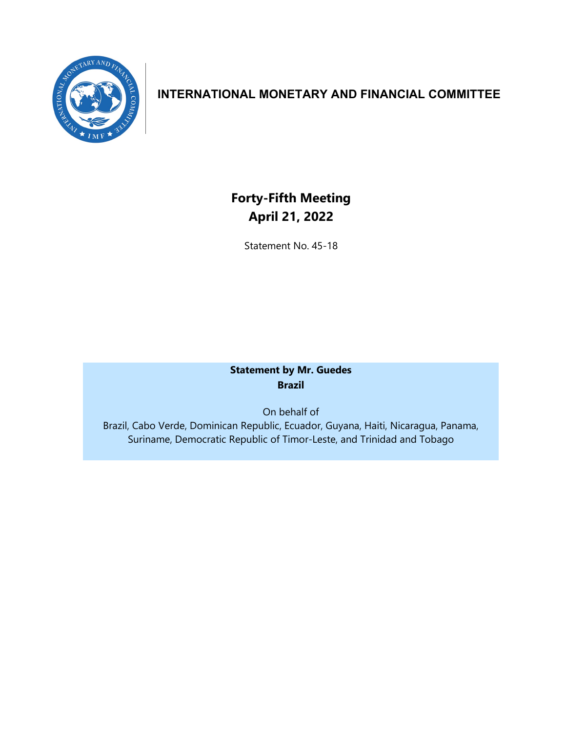# INTERNATIONAL MONETARY AND FINANCIAL COMMITTEE

## Forty-Fifth Meeting
## April 21, 2022

Statement No. 45-18

**Statement by Mr. Guedes**
**Brazil**

On behalf of
Brazil, Cabo Verde, Dominican Republic, Ecuador, Guyana, Haiti, Nicaragua, Panama, Suriname, Democratic Republic of Timor-Leste, and Trinidad and Tobago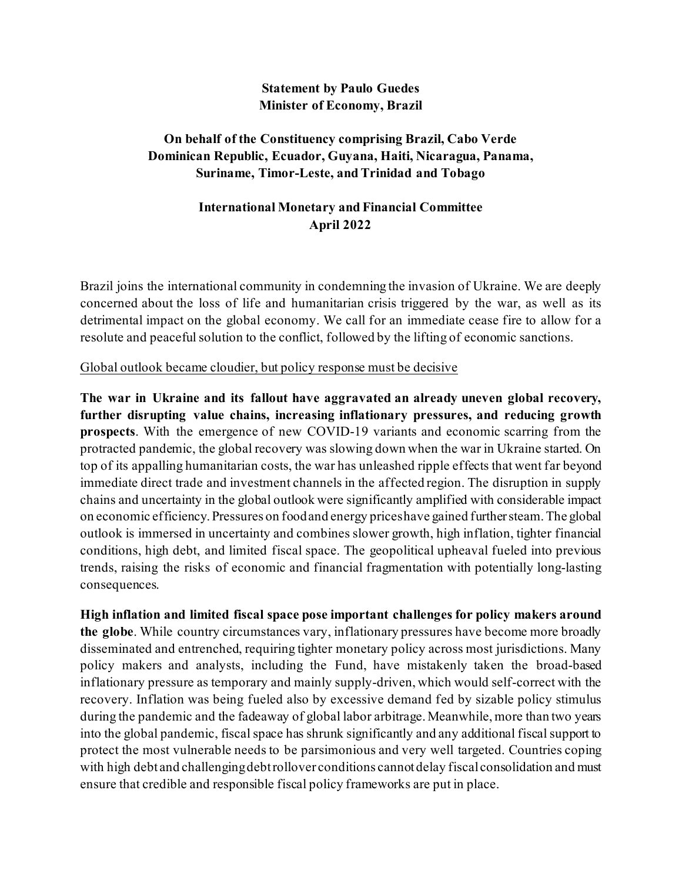**Statement by Paulo Guedes**
**Minister of Economy, Brazil**

**On behalf of the Constituency comprising Brazil, Cabo Verde Dominican Republic, Ecuador, Guyana, Haiti, Nicaragua, Panama, Suriname, Timor-Leste, and Trinidad and Tobago**

**International Monetary and Financial Committee**
**April 2022**

Brazil joins the international community in condemning the invasion of Ukraine. We are deeply concerned about the loss of life and humanitarian crisis triggered by the war, as well as its detrimental impact on the global economy. We call for an immediate cease fire to allow for a resolute and peaceful solution to the conflict, followed by the lifting of economic sanctions.

<u>Global outlook became cloudier, but policy response must be decisive</u>

**The war in Ukraine and its fallout have aggravated an already uneven global recovery, further disrupting value chains, increasing inflationary pressures, and reducing growth prospects**. With the emergence of new COVID-19 variants and economic scarring from the protracted pandemic, the global recovery was slowing down when the war in Ukraine started. On top of its appalling humanitarian costs, the war has unleashed ripple effects that went far beyond immediate direct trade and investment channels in the affected region. The disruption in supply chains and uncertainty in the global outlook were significantly amplified with considerable impact on economic efficiency. Pressures on food and energy prices have gained further steam. The global outlook is immersed in uncertainty and combines slower growth, high inflation, tighter financial conditions, high debt, and limited fiscal space. The geopolitical upheaval fueled into previous trends, raising the risks of economic and financial fragmentation with potentially long-lasting consequences.

**High inflation and limited fiscal space pose important challenges for policy makers around the globe**. While country circumstances vary, inflationary pressures have become more broadly disseminated and entrenched, requiring tighter monetary policy across most jurisdictions. Many policy makers and analysts, including the Fund, have mistakenly taken the broad-based inflationary pressure as temporary and mainly supply-driven, which would self-correct with the recovery. Inflation was being fueled also by excessive demand fed by sizable policy stimulus during the pandemic and the fadeaway of global labor arbitrage. Meanwhile, more than two years into the global pandemic, fiscal space has shrunk significantly and any additional fiscal support to protect the most vulnerable needs to be parsimonious and very well targeted. Countries coping with high debt and challenging debt rollover conditions cannot delay fiscal consolidation and must ensure that credible and responsible fiscal policy frameworks are put in place.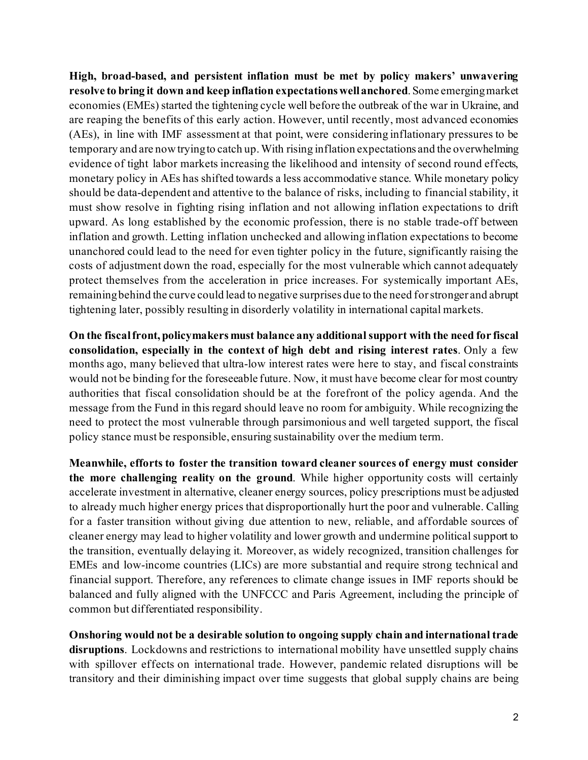**High, broad-based, and persistent inflation must be met by policy makers' unwavering resolve to bring it down and keep inflation expectations well anchored**. Some emerging market economies (EMEs) started the tightening cycle well before the outbreak of the war in Ukraine, and are reaping the benefits of this early action. However, until recently, most advanced economies (AEs), in line with IMF assessment at that point, were considering inflationary pressures to be temporary and are now trying to catch up. With rising inflation expectations and the overwhelming evidence of tight labor markets increasing the likelihood and intensity of second round effects, monetary policy in AEs has shifted towards a less accommodative stance. While monetary policy should be data-dependent and attentive to the balance of risks, including to financial stability, it must show resolve in fighting rising inflation and not allowing inflation expectations to drift upward. As long established by the economic profession, there is no stable trade-off between inflation and growth. Letting inflation unchecked and allowing inflation expectations to become unanchored could lead to the need for even tighter policy in the future, significantly raising the costs of adjustment down the road, especially for the most vulnerable which cannot adequately protect themselves from the acceleration in price increases. For systemically important AEs, remaining behind the curve could lead to negative surprises due to the need for stronger and abrupt tightening later, possibly resulting in disorderly volatility in international capital markets.

**On the fiscal front, policymakers must balance any additional support with the need for fiscal consolidation, especially in the context of high debt and rising interest rates**. Only a few months ago, many believed that ultra-low interest rates were here to stay, and fiscal constraints would not be binding for the foreseeable future. Now, it must have become clear for most country authorities that fiscal consolidation should be at the forefront of the policy agenda. And the message from the Fund in this regard should leave no room for ambiguity. While recognizing the need to protect the most vulnerable through parsimonious and well targeted support, the fiscal policy stance must be responsible, ensuring sustainability over the medium term.

**Meanwhile, efforts to foster the transition toward cleaner sources of energy must consider the more challenging reality on the ground**. While higher opportunity costs will certainly accelerate investment in alternative, cleaner energy sources, policy prescriptions must be adjusted to already much higher energy prices that disproportionally hurt the poor and vulnerable. Calling for a faster transition without giving due attention to new, reliable, and affordable sources of cleaner energy may lead to higher volatility and lower growth and undermine political support to the transition, eventually delaying it. Moreover, as widely recognized, transition challenges for EMEs and low-income countries (LICs) are more substantial and require strong technical and financial support. Therefore, any references to climate change issues in IMF reports should be balanced and fully aligned with the UNFCCC and Paris Agreement, including the principle of common but differentiated responsibility.

**Onshoring would not be a desirable solution to ongoing supply chain and international trade disruptions**. Lockdowns and restrictions to international mobility have unsettled supply chains with spillover effects on international trade. However, pandemic related disruptions will be transitory and their diminishing impact over time suggests that global supply chains are being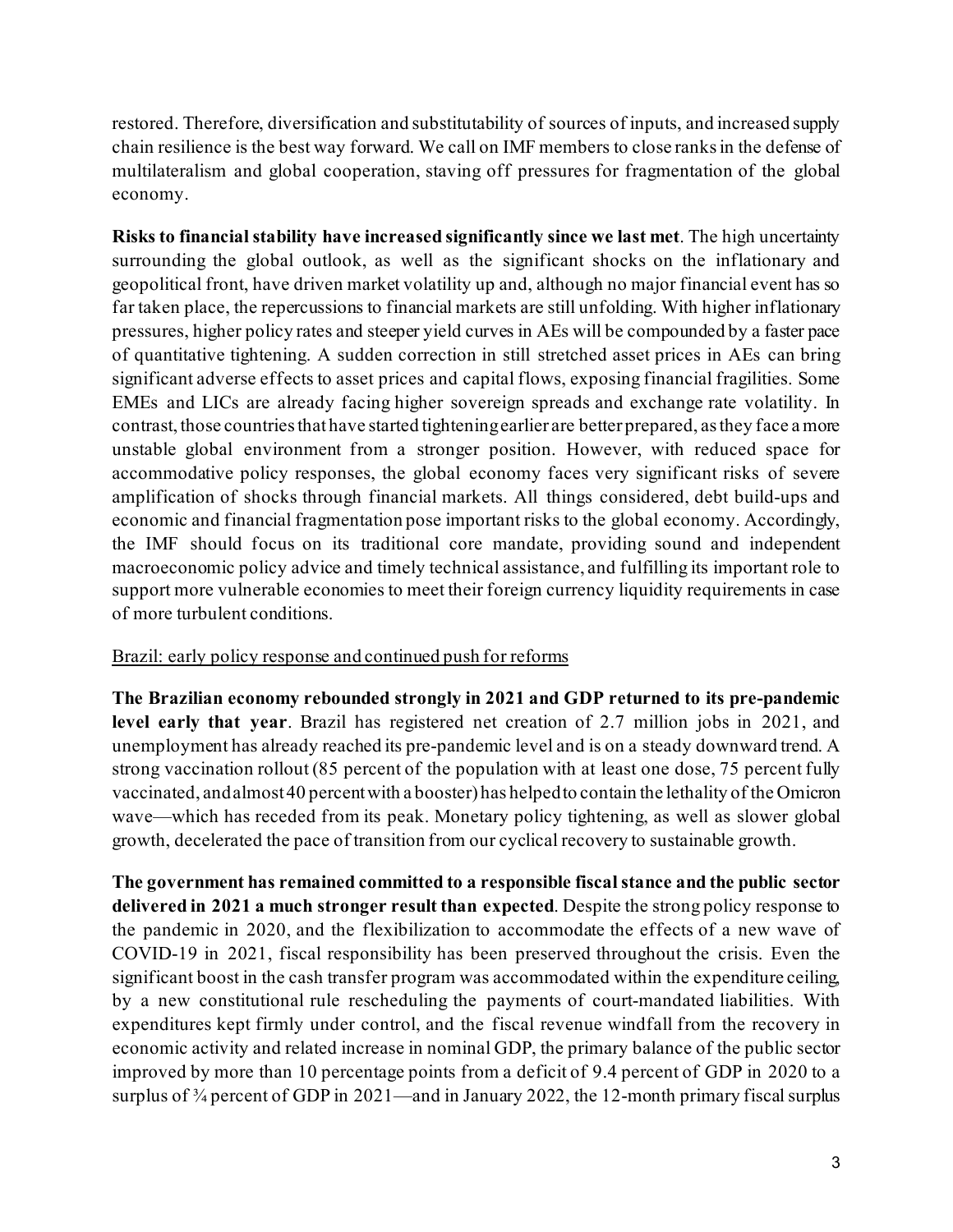restored. Therefore, diversification and substitutability of sources of inputs, and increased supply chain resilience is the best way forward. We call on IMF members to close ranks in the defense of multilateralism and global cooperation, staving off pressures for fragmentation of the global economy.

**Risks to financial stability have increased significantly since we last met**. The high uncertainty surrounding the global outlook, as well as the significant shocks on the inflationary and geopolitical front, have driven market volatility up and, although no major financial event has so far taken place, the repercussions to financial markets are still unfolding. With higher inflationary pressures, higher policy rates and steeper yield curves in AEs will be compounded by a faster pace of quantitative tightening. A sudden correction in still stretched asset prices in AEs can bring significant adverse effects to asset prices and capital flows, exposing financial fragilities. Some EMEs and LICs are already facing higher sovereign spreads and exchange rate volatility. In contrast, those countries that have started tightening earlier are better prepared, as they face a more unstable global environment from a stronger position. However, with reduced space for accommodative policy responses, the global economy faces very significant risks of severe amplification of shocks through financial markets. All things considered, debt build-ups and economic and financial fragmentation pose important risks to the global economy. Accordingly, the IMF should focus on its traditional core mandate, providing sound and independent macroeconomic policy advice and timely technical assistance, and fulfilling its important role to support more vulnerable economies to meet their foreign currency liquidity requirements in case of more turbulent conditions.

<u>Brazil: early policy response and continued push for reforms</u>

**The Brazilian economy rebounded strongly in 2021 and GDP returned to its pre-pandemic level early that year**. Brazil has registered net creation of 2.7 million jobs in 2021, and unemployment has already reached its pre-pandemic level and is on a steady downward trend. A strong vaccination rollout (85 percent of the population with at least one dose, 75 percent fully vaccinated, and almost 40 percent with a booster) has helped to contain the lethality of the Omicron wave—which has receded from its peak. Monetary policy tightening, as well as slower global growth, decelerated the pace of transition from our cyclical recovery to sustainable growth.

**The government has remained committed to a responsible fiscal stance and the public sector delivered in 2021 a much stronger result than expected**. Despite the strong policy response to the pandemic in 2020, and the flexibilization to accommodate the effects of a new wave of COVID-19 in 2021, fiscal responsibility has been preserved throughout the crisis. Even the significant boost in the cash transfer program was accommodated within the expenditure ceiling, by a new constitutional rule rescheduling the payments of court-mandated liabilities. With expenditures kept firmly under control, and the fiscal revenue windfall from the recovery in economic activity and related increase in nominal GDP, the primary balance of the public sector improved by more than 10 percentage points from a deficit of 9.4 percent of GDP in 2020 to a surplus of ¾ percent of GDP in 2021—and in January 2022, the 12-month primary fiscal surplus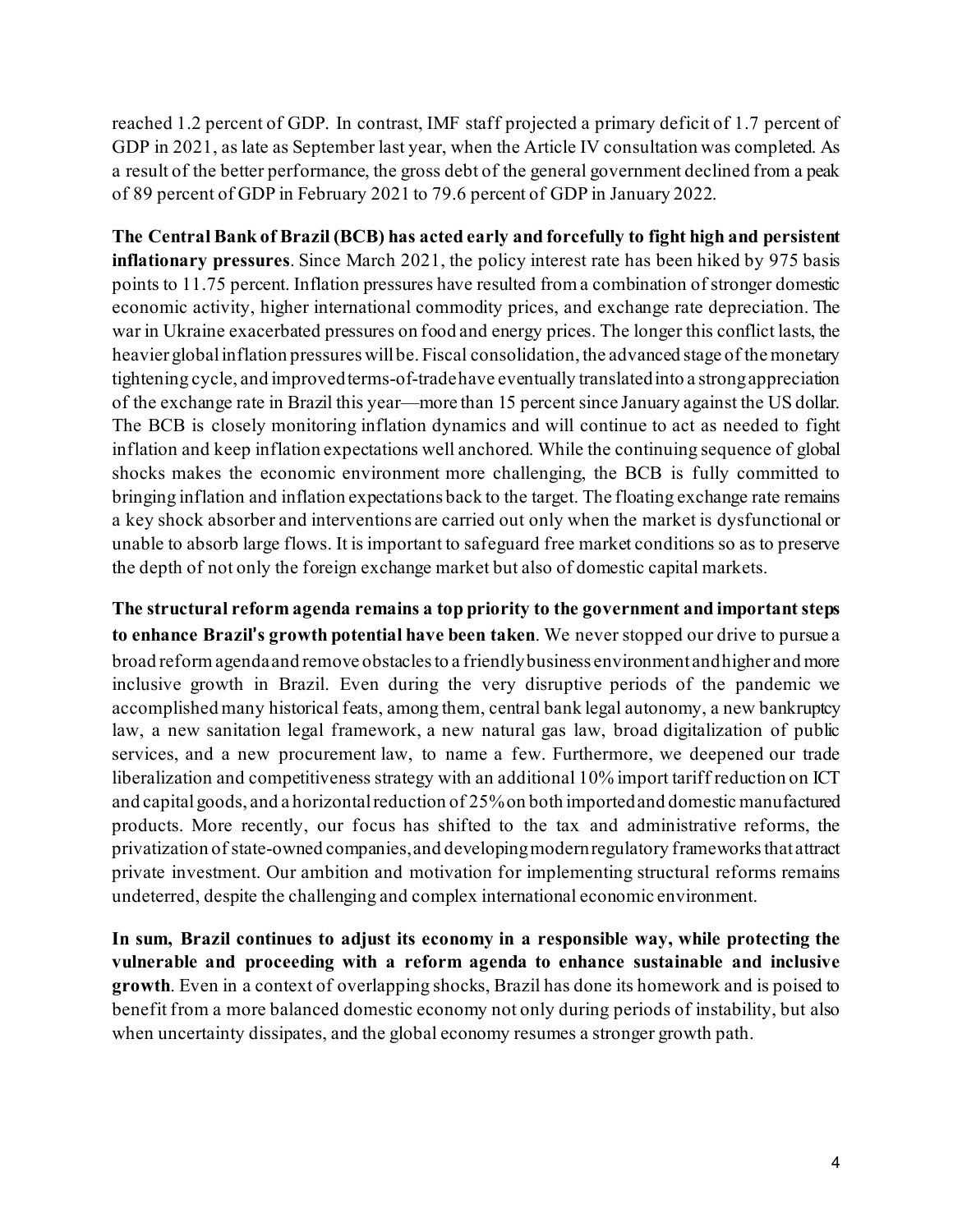reached 1.2 percent of GDP. In contrast, IMF staff projected a primary deficit of 1.7 percent of GDP in 2021, as late as September last year, when the Article IV consultation was completed. As a result of the better performance, the gross debt of the general government declined from a peak of 89 percent of GDP in February 2021 to 79.6 percent of GDP in January 2022.

**The Central Bank of Brazil (BCB) has acted early and forcefully to fight high and persistent inflationary pressures**. Since March 2021, the policy interest rate has been hiked by 975 basis points to 11.75 percent. Inflation pressures have resulted from a combination of stronger domestic economic activity, higher international commodity prices, and exchange rate depreciation. The war in Ukraine exacerbated pressures on food and energy prices. The longer this conflict lasts, the heavier global inflation pressures will be. Fiscal consolidation, the advanced stage of the monetary tightening cycle, and improved terms-of-trade have eventually translated into a strong appreciation of the exchange rate in Brazil this year—more than 15 percent since January against the US dollar. The BCB is closely monitoring inflation dynamics and will continue to act as needed to fight inflation and keep inflation expectations well anchored. While the continuing sequence of global shocks makes the economic environment more challenging, the BCB is fully committed to bringing inflation and inflation expectations back to the target. The floating exchange rate remains a key shock absorber and interventions are carried out only when the market is dysfunctional or unable to absorb large flows. It is important to safeguard free market conditions so as to preserve the depth of not only the foreign exchange market but also of domestic capital markets.

**The structural reform agenda remains a top priority to the government and important steps to enhance Brazil's growth potential have been taken**. We never stopped our drive to pursue a broad reform agenda and remove obstacles to a friendly business environment and higher and more inclusive growth in Brazil. Even during the very disruptive periods of the pandemic we accomplished many historical feats, among them, central bank legal autonomy, a new bankruptcy law, a new sanitation legal framework, a new natural gas law, broad digitalization of public services, and a new procurement law, to name a few. Furthermore, we deepened our trade liberalization and competitiveness strategy with an additional 10% import tariff reduction on ICT and capital goods, and a horizontal reduction of 25% on both imported and domestic manufactured products. More recently, our focus has shifted to the tax and administrative reforms, the privatization of state-owned companies, and developing modern regulatory frameworks that attract private investment. Our ambition and motivation for implementing structural reforms remains undeterred, despite the challenging and complex international economic environment.

**In sum, Brazil continues to adjust its economy in a responsible way, while protecting the vulnerable and proceeding with a reform agenda to enhance sustainable and inclusive growth**. Even in a context of overlapping shocks, Brazil has done its homework and is poised to benefit from a more balanced domestic economy not only during periods of instability, but also when uncertainty dissipates, and the global economy resumes a stronger growth path.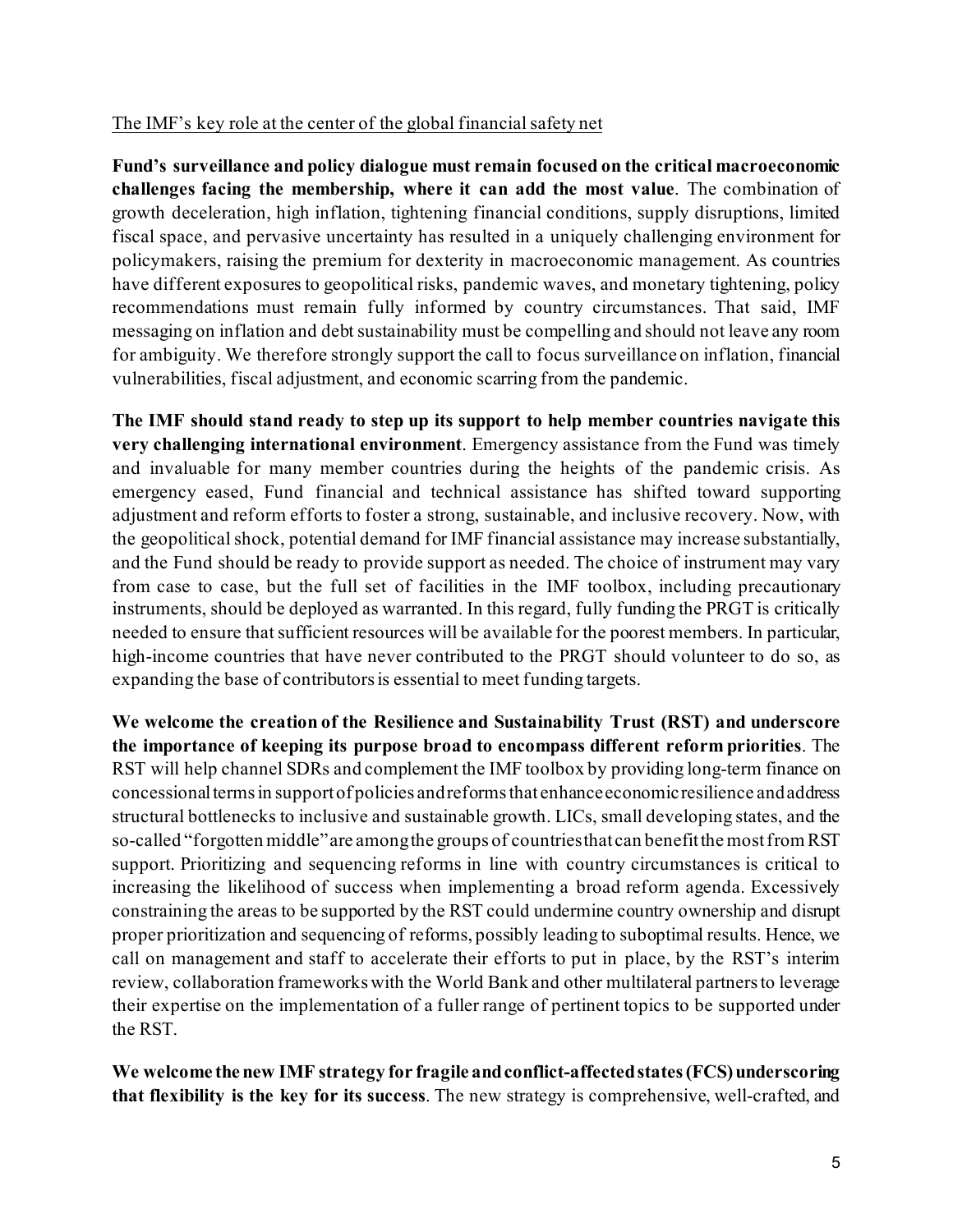The IMF's key role at the center of the global financial safety net

**Fund's surveillance and policy dialogue must remain focused on the critical macroeconomic challenges facing the membership, where it can add the most value**. The combination of growth deceleration, high inflation, tightening financial conditions, supply disruptions, limited fiscal space, and pervasive uncertainty has resulted in a uniquely challenging environment for policymakers, raising the premium for dexterity in macroeconomic management. As countries have different exposures to geopolitical risks, pandemic waves, and monetary tightening, policy recommendations must remain fully informed by country circumstances. That said, IMF messaging on inflation and debt sustainability must be compelling and should not leave any room for ambiguity. We therefore strongly support the call to focus surveillance on inflation, financial vulnerabilities, fiscal adjustment, and economic scarring from the pandemic.

**The IMF should stand ready to step up its support to help member countries navigate this very challenging international environment**. Emergency assistance from the Fund was timely and invaluable for many member countries during the heights of the pandemic crisis. As emergency eased, Fund financial and technical assistance has shifted toward supporting adjustment and reform efforts to foster a strong, sustainable, and inclusive recovery. Now, with the geopolitical shock, potential demand for IMF financial assistance may increase substantially, and the Fund should be ready to provide support as needed. The choice of instrument may vary from case to case, but the full set of facilities in the IMF toolbox, including precautionary instruments, should be deployed as warranted. In this regard, fully funding the PRGT is critically needed to ensure that sufficient resources will be available for the poorest members. In particular, high-income countries that have never contributed to the PRGT should volunteer to do so, as expanding the base of contributors is essential to meet funding targets.

**We welcome the creation of the Resilience and Sustainability Trust (RST) and underscore the importance of keeping its purpose broad to encompass different reform priorities**. The RST will help channel SDRs and complement the IMF toolbox by providing long-term finance on concessional terms in support of policies and reforms that enhance economic resilience and address structural bottlenecks to inclusive and sustainable growth. LICs, small developing states, and the so-called "forgotten middle" are among the groups of countries that can benefit the most from RST support. Prioritizing and sequencing reforms in line with country circumstances is critical to increasing the likelihood of success when implementing a broad reform agenda. Excessively constraining the areas to be supported by the RST could undermine country ownership and disrupt proper prioritization and sequencing of reforms, possibly leading to suboptimal results. Hence, we call on management and staff to accelerate their efforts to put in place, by the RST's interim review, collaboration frameworks with the World Bank and other multilateral partners to leverage their expertise on the implementation of a fuller range of pertinent topics to be supported under the RST.

**We welcome the new IMF strategy for fragile and conflict-affected states (FCS) underscoring that flexibility is the key for its success**. The new strategy is comprehensive, well-crafted, and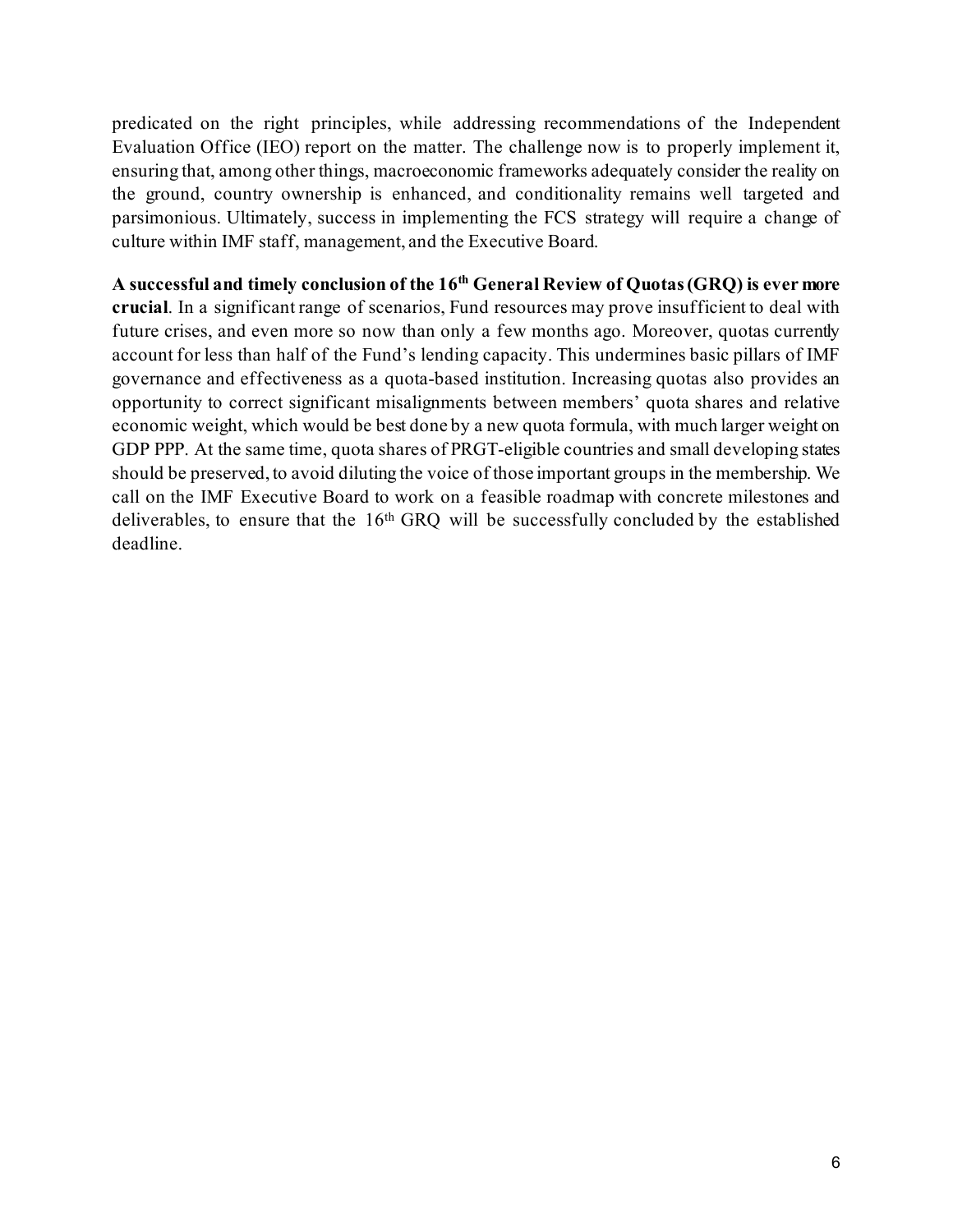predicated on the right principles, while addressing recommendations of the Independent Evaluation Office (IEO) report on the matter. The challenge now is to properly implement it, ensuring that, among other things, macroeconomic frameworks adequately consider the reality on the ground, country ownership is enhanced, and conditionality remains well targeted and parsimonious. Ultimately, success in implementing the FCS strategy will require a change of culture within IMF staff, management, and the Executive Board.

**A successful and timely conclusion of the 16th General Review of Quotas (GRQ) is ever more crucial**. In a significant range of scenarios, Fund resources may prove insufficient to deal with future crises, and even more so now than only a few months ago. Moreover, quotas currently account for less than half of the Fund's lending capacity. This undermines basic pillars of IMF governance and effectiveness as a quota-based institution. Increasing quotas also provides an opportunity to correct significant misalignments between members' quota shares and relative economic weight, which would be best done by a new quota formula, with much larger weight on GDP PPP. At the same time, quota shares of PRGT-eligible countries and small developing states should be preserved, to avoid diluting the voice of those important groups in the membership. We call on the IMF Executive Board to work on a feasible roadmap with concrete milestones and deliverables, to ensure that the 16th GRQ will be successfully concluded by the established deadline.